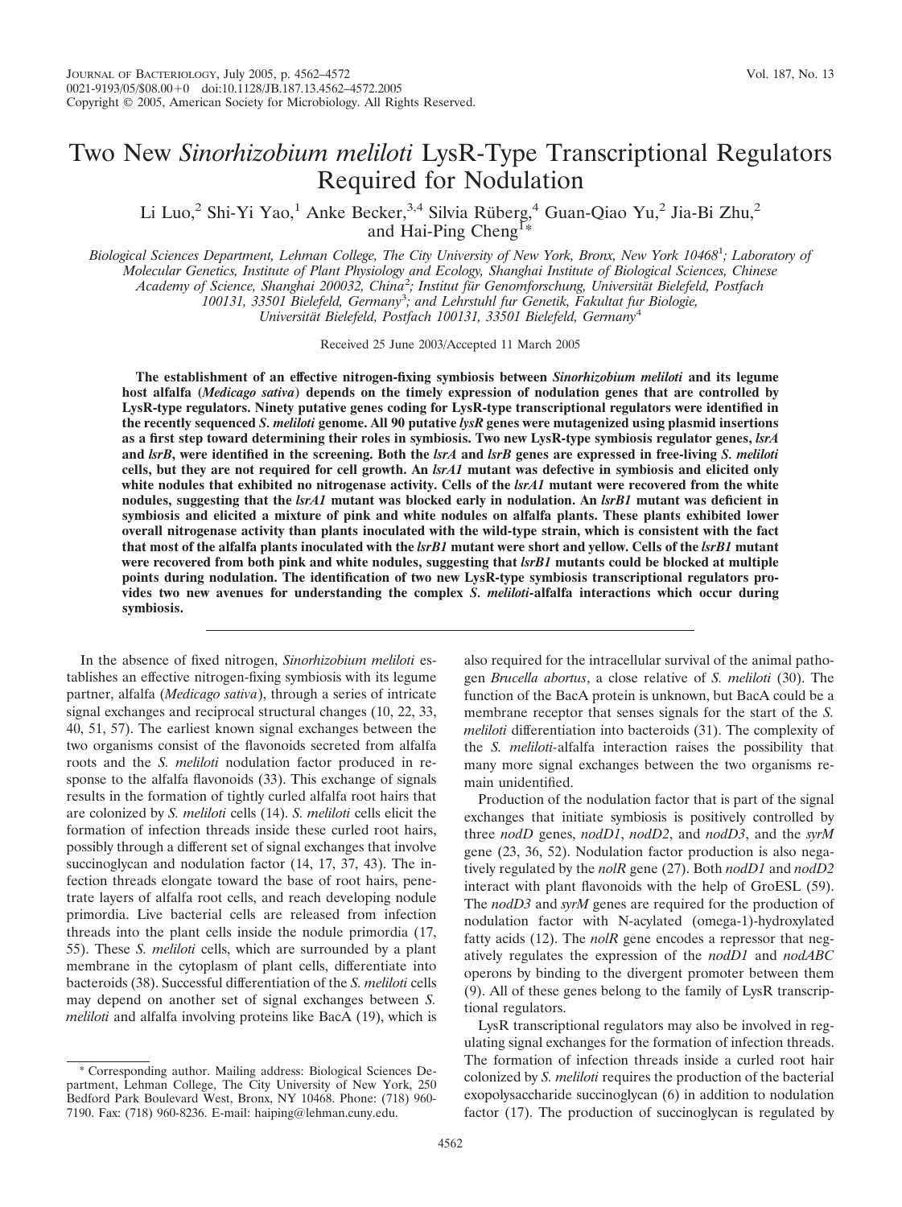# Two New *Sinorhizobium meliloti* LysR-Type Transcriptional Regulators Required for Nodulation

Li Luo,[2] Shi-Yi Yao,[1] Anke Becker,[3,4] Silvia Rüberg,[4] Guan-Qiao Yu,[2] Jia-Bi Zhu,[2] and Hai-Ping Cheng[1]*

*Biological Sciences Department, Lehman College, The City University of New York, Bronx, New York 10468[1]; Laboratory of Molecular Genetics, Institute of Plant Physiology and Ecology, Shanghai Institute of Biological Sciences, Chinese Academy of Science, Shanghai 200032, China[2]; Institut für Genomforschung, Universität Bielefeld, Postfach 100131, 33501 Bielefeld, Germany[3]; and Lehrstuhl fur Genetik, Fakultat fur Biologie, Universität Bielefeld, Postfach 100131, 33501 Bielefeld, Germany[4]*

Received 25 June 2003/Accepted 11 March 2005

**The establishment of an effective nitrogen-fixing symbiosis between *Sinorhizobium meliloti* and its legume host alfalfa (*Medicago sativa*) depends on the timely expression of nodulation genes that are controlled by LysR-type regulators. Ninety putative genes coding for LysR-type transcriptional regulators were identified in the recently sequenced *S. meliloti* genome. All 90 putative *lysR* genes were mutagenized using plasmid insertions as a first step toward determining their roles in symbiosis. Two new LysR-type symbiosis regulator genes, *lsrA* and *lsrB*, were identified in the screening. Both the *lsrA* and *lsrB* genes are expressed in free-living *S. meliloti* cells, but they are not required for cell growth. An *lsrA1* mutant was defective in symbiosis and elicited only white nodules that exhibited no nitrogenase activity. Cells of the *lsrA1* mutant were recovered from the white nodules, suggesting that the *lsrA1* mutant was blocked early in nodulation. An *lsrB1* mutant was deficient in symbiosis and elicited a mixture of pink and white nodules on alfalfa plants. These plants exhibited lower overall nitrogenase activity than plants inoculated with the wild-type strain, which is consistent with the fact that most of the alfalfa plants inoculated with the *lsrB1* mutant were short and yellow. Cells of the *lsrB1* mutant were recovered from both pink and white nodules, suggesting that *lsrB1* mutants could be blocked at multiple points during nodulation. The identification of two new LysR-type symbiosis transcriptional regulators provides two new avenues for understanding the complex *S. meliloti*-alfalfa interactions which occur during symbiosis.**

In the absence of fixed nitrogen, *Sinorhizobium meliloti* establishes an effective nitrogen-fixing symbiosis with its legume partner, alfalfa (*Medicago sativa*), through a series of intricate signal exchanges and reciprocal structural changes (10, 22, 33, 40, 51, 57). The earliest known signal exchanges between the two organisms consist of the flavonoids secreted from alfalfa roots and the *S. meliloti* nodulation factor produced in response to the alfalfa flavonoids (33). This exchange of signals results in the formation of tightly curled alfalfa root hairs that are colonized by *S. meliloti* cells (14). *S. meliloti* cells elicit the formation of infection threads inside these curled root hairs, possibly through a different set of signal exchanges that involve succinoglycan and nodulation factor (14, 17, 37, 43). The infection threads elongate toward the base of root hairs, penetrate layers of alfalfa root cells, and reach developing nodule primordia. Live bacterial cells are released from infection threads into the plant cells inside the nodule primordia (17, 55). These *S. meliloti* cells, which are surrounded by a plant membrane in the cytoplasm of plant cells, differentiate into bacteroids (38). Successful differentiation of the *S. meliloti* cells may depend on another set of signal exchanges between *S. meliloti* and alfalfa involving proteins like BacA (19), which is also required for the intracellular survival of the animal pathogen *Brucella abortus*, a close relative of *S. meliloti* (30). The function of the BacA protein is unknown, but BacA could be a membrane receptor that senses signals for the start of the *S. meliloti* differentiation into bacteroids (31). The complexity of the *S. meliloti*-alfalfa interaction raises the possibility that many more signal exchanges between the two organisms remain unidentified.

Production of the nodulation factor that is part of the signal exchanges that initiate symbiosis is positively controlled by three *nodD* genes, *nodD1*, *nodD2*, and *nodD3*, and the *syrM* gene (23, 36, 52). Nodulation factor production is also negatively regulated by the *nolR* gene (27). Both *nodD1* and *nodD2* interact with plant flavonoids with the help of GroESL (59). The *nodD3* and *syrM* genes are required for the production of nodulation factor with N-acylated (omega-1)-hydroxylated fatty acids (12). The *nolR* gene encodes a repressor that negatively regulates the expression of the *nodD1* and *nodABC* operons by binding to the divergent promoter between them (9). All of these genes belong to the family of LysR transcriptional regulators.

LysR transcriptional regulators may also be involved in regulating signal exchanges for the formation of infection threads. The formation of infection threads inside a curled root hair colonized by *S. meliloti* requires the production of the bacterial exopolysaccharide succinoglycan (6) in addition to nodulation factor (17). The production of succinoglycan is regulated by

\* Corresponding author. Mailing address: Biological Sciences Department, Lehman College, The City University of New York, 250 Bedford Park Boulevard West, Bronx, NY 10468. Phone: (718) 960-7190. Fax: (718) 960-8236. E-mail: haiping@lehman.cuny.edu.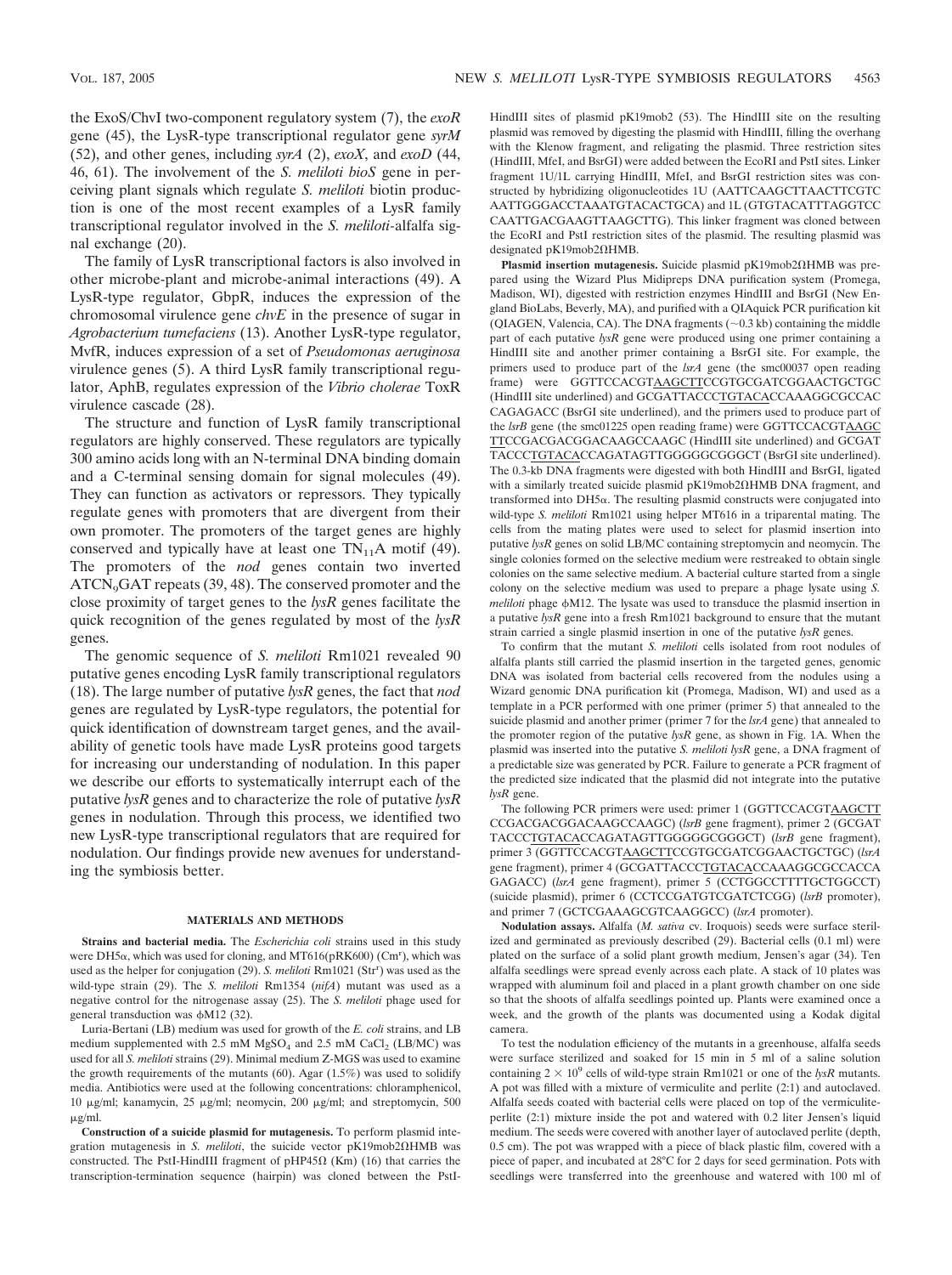the ExoS/ChvI two-component regulatory system (7), the *exoR* gene (45), the LysR-type transcriptional regulator gene *syrM* (52), and other genes, including *syrA* (2), *exoX*, and *exoD* (44, 46, 61). The involvement of the *S. meliloti bioS* gene in perceiving plant signals which regulate *S. meliloti* biotin production is one of the most recent examples of a LysR family transcriptional regulator involved in the *S. meliloti*-alfalfa signal exchange (20).

The family of LysR transcriptional factors is also involved in other microbe-plant and microbe-animal interactions (49). A LysR-type regulator, GbpR, induces the expression of the chromosomal virulence gene *chvE* in the presence of sugar in *Agrobacterium tumefaciens* (13). Another LysR-type regulator, MvfR, induces expression of a set of *Pseudomonas aeruginosa* virulence genes (5). A third LysR family transcriptional regulator, AphB, regulates expression of the *Vibrio cholerae* ToxR virulence cascade (28).

The structure and function of LysR family transcriptional regulators are highly conserved. These regulators are typically 300 amino acids long with an N-terminal DNA binding domain and a C-terminal sensing domain for signal molecules (49). They can function as activators or repressors. They typically regulate genes with promoters that are divergent from their own promoter. The promoters of the target genes are highly conserved and typically have at least one $TN_{11}A$ motif (49). The promoters of the *nod* genes contain two inverted $ATCN_9GAT$ repeats (39, 48). The conserved promoter and the close proximity of target genes to the *lysR* genes facilitate the quick recognition of the genes regulated by most of the *lysR* genes.

The genomic sequence of *S. meliloti* Rm1021 revealed 90 putative genes encoding LysR family transcriptional regulators (18). The large number of putative *lysR* genes, the fact that *nod* genes are regulated by LysR-type regulators, the potential for quick identification of downstream target genes, and the availability of genetic tools have made LysR proteins good targets for increasing our understanding of nodulation. In this paper we describe our efforts to systematically interrupt each of the putative *lysR* genes and to characterize the role of putative *lysR* genes in nodulation. Through this process, we identified two new LysR-type transcriptional regulators that are required for nodulation. Our findings provide new avenues for understanding the symbiosis better.

## MATERIALS AND METHODS

**Strains and bacterial media.** The *Escherichia coli* strains used in this study were DH5α, which was used for cloning, and MT616(pRK600) (Cm$^r$), which was used as the helper for conjugation (29). *S. meliloti* Rm1021 (Str$^r$) was used as the wild-type strain (29). The *S. meliloti* Rm1354 (*nifA*) mutant was used as a negative control for the nitrogenase assay (25). The *S. meliloti* phage used for general transduction was φM12 (32).

Luria-Bertani (LB) medium was used for growth of the *E. coli* strains, and LB medium supplemented with 2.5 mM $MgSO_4$ and 2.5 mM $CaCl_2$ (LB/MC) was used for all *S. meliloti* strains (29). Minimal medium Z-MGS was used to examine the growth requirements of the mutants (60). Agar (1.5%) was used to solidify media. Antibiotics were used at the following concentrations: chloramphenicol, 10 μg/ml; kanamycin, 25 μg/ml; neomycin, 200 μg/ml; and streptomycin, 500 μg/ml.

**Construction of a suicide plasmid for mutagenesis.** To perform plasmid integration mutagenesis in *S. meliloti*, the suicide vector pK19mob2ΩHMB was constructed. The PstI-HindIII fragment of pHP45Ω (Km) (16) that carries the transcription-termination sequence (hairpin) was cloned between the PstI-HindIII sites of plasmid pK19mob2 (53). The HindIII site on the resulting plasmid was removed by digesting the plasmid with HindIII, filling the overhang with the Klenow fragment, and religating the plasmid. Three restriction sites (HindIII, MfeI, and BsrGI) were added between the EcoRI and PstI sites. Linker fragment 1U/1L carrying HindIII, MfeI, and BsrGI restriction sites was constructed by hybridizing oligonucleotides 1U (AATTCAAGCTTAACTTCGTC AATTGGGACCTAAATGTACACTGCA) and 1L (GTGTACATTTAGGTCC CAATTGACGAAGTTAAGCTTG). This linker fragment was cloned between the EcoRI and PstI restriction sites of the plasmid. The resulting plasmid was designated pK19mob2ΩHMB.

**Plasmid insertion mutagenesis.** Suicide plasmid pK19mob2ΩHMB was prepared using the Wizard Plus Midipreps DNA purification system (Promega, Madison, WI), digested with restriction enzymes HindIII and BsrGI (New England BioLabs, Beverly, MA), and purified with a QIAquick PCR purification kit (QIAGEN, Valencia, CA). The DNA fragments (~0.3 kb) containing the middle part of each putative *lysR* gene were produced using one primer containing a HindIII site and another primer containing a BsrGI site. For example, the primers used to produce part of the *lsrA* gene (the smc00037 open reading frame) were GGTTCCACGTAAGCTTCCGTGCGATCGGAACTGCTGC (HindIII site underlined) and GCGATTACCCTGTACACCAAAGGCGCCCAC CAGAGACC (BsrGI site underlined), and the primers used to produce part of the *lsrB* gene (the smc01225 open reading frame) were GGTTCCACGTAAGC TTCCGACGACGGACAAGCCAAGC (HindIII site underlined) and GCGAT TACCCTGTACACCAGATAGTTGGGGGCGGGCT (BsrGI site underlined). The 0.3-kb DNA fragments were digested with both HindIII and BsrGI, ligated with a similarly treated suicide plasmid pK19mob2ΩHMB DNA fragment, and transformed into DH5α. The resulting plasmid constructs were conjugated into wild-type *S. meliloti* Rm1021 using helper MT616 in a triparental mating. The cells from the mating plates were used to select for plasmid insertion into putative *lysR* genes on solid LB/MC containing streptomycin and neomycin. The single colonies formed on the selective medium were restreaked to obtain single colonies on the same selective medium. A bacterial culture started from a single colony on the selective medium was used to prepare a phage lysate using *S. meliloti* phage φM12. The lysate was used to transduce the plasmid insertion in a putative *lysR* gene into a fresh Rm1021 background to ensure that the mutant strain carried a single plasmid insertion in one of the putative *lysR* genes.

To confirm that the mutant *S. meliloti* cells isolated from root nodules of alfalfa plants still carried the plasmid insertion in the targeted genes, genomic DNA was isolated from bacterial cells recovered from the nodules using a Wizard genomic DNA purification kit (Promega, Madison, WI) and used as a template in a PCR performed with one primer (primer 5) that annealed to the suicide plasmid and another primer (primer 7 for the *lsrA* gene) that annealed to the promoter region of the putative *lysR* gene, as shown in Fig. 1A. When the plasmid was inserted into the putative *S. meliloti lysR* gene, a DNA fragment of a predictable size was generated by PCR. Failure to generate a PCR fragment of the predicted size indicated that the plasmid did not integrate into the putative *lysR* gene.

The following PCR primers were used: primer 1 (GGTTCCACGTAAGCTT CCGACGACGGACAAGCCAAGC) (*lsrB* gene fragment), primer 2 (GCGAT TACCCTGTACACCAGATAGTTGGGGGCGGGCT) (*lsrB* gene fragment), primer 3 (GGTTCCACGTAAGCTTCCGTGCGATCGGAACTGCTGC) (*lsrA* gene fragment), primer 4 (GCGATTACCCTGTACACCAAAGGCGCCCACCA GAGACC) (*lsrA* gene fragment), primer 5 (CCTGGCCTTTTGCTGGCCT) (suicide plasmid), primer 6 (CCTCCGATGTCGATCTCGG) (*lsrB* promoter), and primer 7 (GCTCGAAAGCGTCAAGGCC) (*lsrA* promoter).

**Nodulation assays.** Alfalfa (*M. sativa* cv. Iroquois) seeds were surface sterilized and germinated as previously described (29). Bacterial cells (0.1 ml) were plated on the surface of a solid plant growth medium, Jensen's agar (34). Ten alfalfa seedlings were spread evenly across each plate. A stack of 10 plates was wrapped with aluminum foil and placed in a plant growth chamber on one side so that the shoots of alfalfa seedlings pointed up. Plants were examined once a week, and the growth of the plants was documented using a Kodak digital camera.

To test the nodulation efficiency of the mutants in a greenhouse, alfalfa seeds were surface sterilized and soaked for 15 min in 5 ml of a saline solution containing $2 \times 10^9$ cells of wild-type strain Rm1021 or one of the *lysR* mutants. A pot was filled with a mixture of vermiculite and perlite (2:1) and autoclaved. Alfalfa seeds coated with bacterial cells were placed on top of the vermiculite-perlite (2:1) mixture inside the pot and watered with 0.2 liter Jensen's liquid medium. The seeds were covered with another layer of autoclaved perlite (depth, 0.5 cm). The pot was wrapped with a piece of black plastic film, covered with a piece of paper, and incubated at 28°C for 2 days for seed germination. Pots with seedlings were transferred into the greenhouse and watered with 100 ml of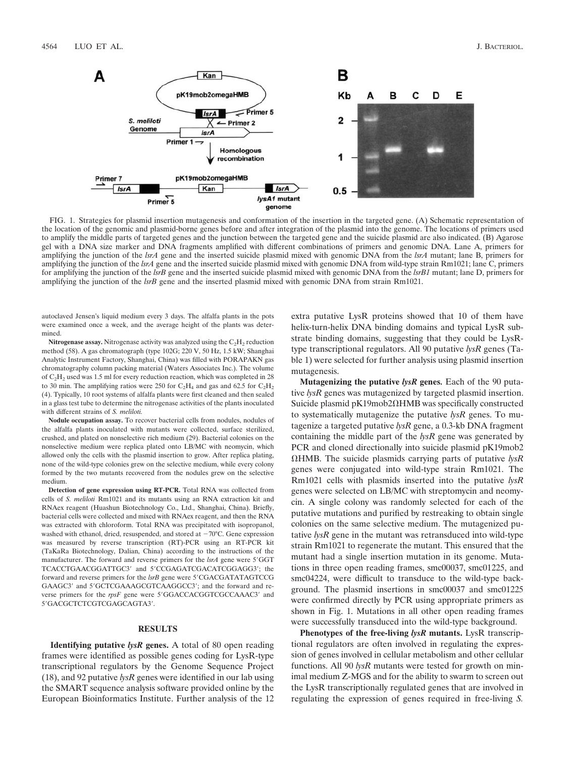FIG. 1. Strategies for plasmid insertion mutagenesis and conformation of the insertion in the targeted gene. (A) Schematic representation of the location of the genomic and plasmid-borne genes before and after integration of the plasmid into the genome. The locations of primers used to amplify the middle parts of targeted genes and the junction between the targeted gene and the suicide plasmid are also indicated. (B) Agarose gel with a DNA size marker and DNA fragments amplified with different combinations of primers and genomic DNA. Lane A, primers for amplifying the junction of the *lsrA* gene and the inserted suicide plasmid mixed with genomic DNA from the *lsrA* mutant; lane B, primers for amplifying the junction of the *lsrA* gene and the inserted suicide plasmid mixed with genomic DNA from wild-type strain Rm1021; lane C, primers for amplifying the junction of the *lsrB* gene and the inserted suicide plasmid mixed with genomic DNA from the *lsrB1* mutant; lane D, primers for amplifying the junction of the *lsrB* gene and the inserted plasmid mixed with genomic DNA from strain Rm1021.

autoclaved Jensen's liquid medium every 3 days. The alfalfa plants in the pots were examined once a week, and the average height of the plants was determined.

**Nitrogenase assay.** Nitrogenase activity was analyzed using the $C_2H_2$ reduction method (58). A gas chromatograph (type 102G; 220 V, 50 Hz, 1.5 kW; Shanghai Analytic Instrument Factory, Shanghai, China) was filled with PORAPAKN gas chromatography column packing material (Waters Associates Inc.). The volume of $C_2H_2$ used was 1.5 ml for every reduction reaction, which was completed in 28 to 30 min. The amplifying ratios were 250 for $C_2H_4$ and gas and 62.5 for $C_2H_2$ (4). Typically, 10 root systems of alfalfa plants were first cleaned and then sealed in a glass test tube to determine the nitrogenase activities of the plants inoculated with different strains of *S. meliloti.*

**Nodule occupation assay.** To recover bacterial cells from nodules, nodules of the alfalfa plants inoculated with mutants were collected, surface sterilized, crushed, and plated on nonselective rich medium (29). Bacterial colonies on the nonselective medium were replica plated onto LB/MC with neomycin, which allowed only the cells with the plasmid insertion to grow. After replica plating, none of the wild-type colonies grew on the selective medium, while every colony formed by the two mutants recovered from the nodules grew on the selective medium.

**Detection of gene expression using RT-PCR.** Total RNA was collected from cells of *S. meliloti* Rm1021 and its mutants using an RNA extraction kit and RNAex reagent (Huashun Biotechnology Co., Ltd., Shanghai, China). Briefly, bacterial cells were collected and mixed with RNAex reagent, and then the RNA was extracted with chloroform. Total RNA was precipitated with isopropanol, washed with ethanol, dried, resuspended, and stored at −70°C. Gene expression was measured by reverse transcription (RT)-PCR using an RT-PCR kit (TaKaRa Biotechnology, Dalian, China) according to the instructions of the manufacturer. The forward and reverse primers for the *lsrA* gene were 5′GGT TCACCTGAACGGATTGC3′ and 5′CCGAGATCGACATCGGAGG3′; the forward and reverse primers for the *lsrB* gene were 5′CGACGATATAGTCCG GAAGC3′ and 5′GCTCGAAAGCGTCAAGGCC3′; and the forward and reverse primers for the *rpsF* gene were 5′GGACCACGGTCGCCAAAC3′ and 5′GACGCTCTCGTCGAGCAGTA3′.

## RESULTS

**Identifying putative *lysR* genes.** A total of 80 open reading frames were identified as possible genes coding for LysR-type transcriptional regulators by the Genome Sequence Project (18), and 92 putative *lysR* genes were identified in our lab using the SMART sequence analysis software provided online by the European Bioinformatics Institute. Further analysis of the 12 extra putative LysR proteins showed that 10 of them have helix-turn-helix DNA binding domains and typical LysR substrate binding domains, suggesting that they could be LysR-type transcriptional regulators. All 90 putative *lysR* genes (Table 1) were selected for further analysis using plasmid insertion mutagenesis.

**Mutagenizing the putative *lysR* genes.** Each of the 90 putative *lysR* genes was mutagenized by targeted plasmid insertion. Suicide plasmid pK19mob2ΩHMB was specifically constructed to systematically mutagenize the putative *lysR* genes. To mutagenize a targeted putative *lysR* gene, a 0.3-kb DNA fragment containing the middle part of the *lysR* gene was generated by PCR and cloned directionally into suicide plasmid pK19mob2 ΩHMB. The suicide plasmids carrying parts of putative *lysR* genes were conjugated into wild-type strain Rm1021. The Rm1021 cells with plasmids inserted into the putative *lysR* genes were selected on LB/MC with streptomycin and neomycin. A single colony was randomly selected for each of the putative mutations and purified by restreaking to obtain single colonies on the same selective medium. The mutagenized putative *lysR* gene in the mutant was retransduced into wild-type strain Rm1021 to regenerate the mutant. This ensured that the mutant had a single insertion mutation in its genome. Mutations in three open reading frames, smc00037, smc01225, and smc04224, were difficult to transduce to the wild-type background. The plasmid insertions in smc00037 and smc01225 were confirmed directly by PCR using appropriate primers as shown in Fig. 1. Mutations in all other open reading frames were successfully transduced into the wild-type background.

**Phenotypes of the free-living *lysR* mutants.** LysR transcriptional regulators are often involved in regulating the expression of genes involved in cellular metabolism and other cellular functions. All 90 *lysR* mutants were tested for growth on minimal medium Z-MGS and for the ability to swarm to screen out the LysR transcriptionally regulated genes that are involved in regulating the expression of genes required in free-living *S.*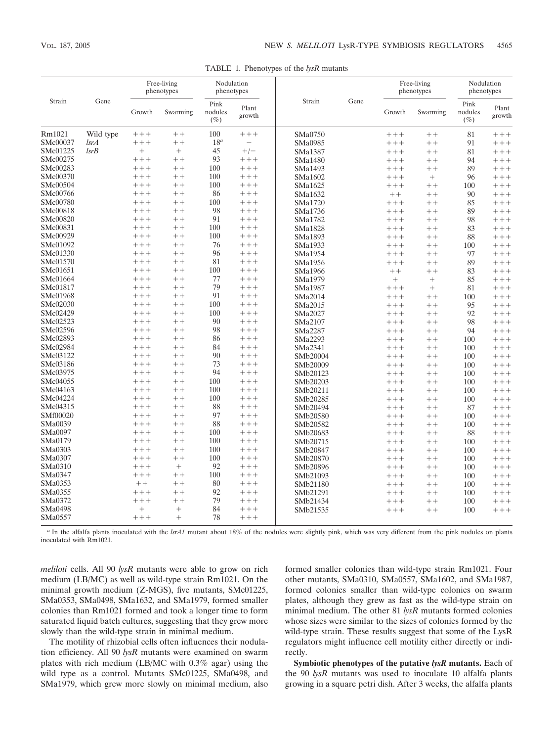TABLE 1. Phenotypes of the *lysR* mutants

| Strain | Gene | Free-living phenotypes | | Nodulation phenotypes | | Strain | Gene | Free-living phenotypes | | Nodulation phenotypes | |
|---|---|---|---|---|---|---|---|---|---|---|---|
| | | Growth | Swarming | Pink nodules (%) | Plant growth | | | Growth | Swarming | Pink nodules (%) | Plant growth |
| Rm1021 | Wild type | +++ | ++ | 100 | +++ | SMa0750 | | +++ | ++ | 81 | +++ |
| SMc00037 | *lsrA* | +++ | ++ | 18[a] | − | SMa0985 | | +++ | ++ | 91 | +++ |
| SMc01225 | *lsrB* | + | + | 45 | +/− | SMa1387 | | +++ | ++ | 81 | +++ |
| SMc00275 | | +++ | ++ | 93 | +++ | SMa1480 | | +++ | ++ | 94 | +++ |
| SMc00283 | | +++ | ++ | 100 | +++ | SMa1493 | | +++ | ++ | 89 | +++ |
| SMc00370 | | +++ | ++ | 100 | +++ | SMa1602 | | +++ | + | 96 | +++ |
| SMc00504 | | +++ | ++ | 100 | +++ | SMa1625 | | +++ | ++ | 100 | +++ |
| SMc00766 | | +++ | ++ | 86 | +++ | SMa1632 | | ++ | ++ | 90 | +++ |
| SMc00780 | | +++ | ++ | 100 | +++ | SMa1720 | | +++ | ++ | 85 | +++ |
| SMc00818 | | +++ | ++ | 98 | +++ | SMa1736 | | +++ | ++ | 89 | +++ |
| SMc00820 | | +++ | ++ | 91 | +++ | SMa1782 | | +++ | ++ | 98 | +++ |
| SMc00831 | | +++ | ++ | 100 | +++ | SMa1828 | | +++ | ++ | 83 | +++ |
| SMc00929 | | +++ | ++ | 100 | +++ | SMa1893 | | +++ | ++ | 88 | +++ |
| SMc01092 | | +++ | ++ | 76 | +++ | SMa1933 | | +++ | ++ | 100 | +++ |
| SMc01330 | | +++ | ++ | 96 | +++ | SMa1954 | | +++ | ++ | 97 | +++ |
| SMc01570 | | +++ | ++ | 81 | +++ | SMa1956 | | +++ | ++ | 89 | +++ |
| SMc01651 | | +++ | ++ | 100 | +++ | SMa1966 | | ++ | ++ | 83 | +++ |
| SMc01664 | | +++ | ++ | 77 | +++ | SMa1979 | | + | + | 85 | +++ |
| SMc01817 | | +++ | ++ | 79 | +++ | SMa1987 | | +++ | + | 81 | +++ |
| SMc01968 | | +++ | ++ | 91 | +++ | SMa2014 | | +++ | ++ | 100 | +++ |
| SMc02030 | | +++ | ++ | 100 | +++ | SMa2015 | | +++ | ++ | 95 | +++ |
| SMc02429 | | +++ | ++ | 100 | +++ | SMa2027 | | +++ | ++ | 92 | +++ |
| SMc02523 | | +++ | ++ | 90 | +++ | SMa2107 | | +++ | ++ | 98 | +++ |
| SMc02596 | | +++ | ++ | 98 | +++ | SMa2287 | | +++ | ++ | 94 | +++ |
| SMc02893 | | +++ | ++ | 86 | +++ | SMa2293 | | +++ | ++ | 100 | +++ |
| SMc02984 | | +++ | ++ | 84 | +++ | SMa2341 | | +++ | ++ | 100 | +++ |
| SMc03122 | | +++ | ++ | 90 | +++ | SMb20004 | | +++ | ++ | 100 | +++ |
| SMc03186 | | +++ | ++ | 73 | +++ | SMb20009 | | +++ | ++ | 100 | +++ |
| SMc03975 | | +++ | ++ | 94 | +++ | SMb20123 | | +++ | ++ | 100 | +++ |
| SMc04055 | | +++ | ++ | 100 | +++ | SMb20203 | | +++ | ++ | 100 | +++ |
| SMc04163 | | +++ | ++ | 100 | +++ | SMb20211 | | +++ | ++ | 100 | +++ |
| SMc04224 | | +++ | ++ | 100 | +++ | SMb20285 | | +++ | ++ | 100 | +++ |
| SMc04315 | | +++ | ++ | 88 | +++ | SMb20494 | | +++ | ++ | 87 | +++ |
| SMf00020 | | +++ | ++ | 97 | +++ | SMb20580 | | +++ | ++ | 100 | +++ |
| SMa0039 | | +++ | ++ | 88 | +++ | SMb20582 | | +++ | ++ | 100 | +++ |
| SMa0097 | | +++ | ++ | 100 | +++ | SMb20683 | | +++ | ++ | 88 | +++ |
| SMa0179 | | +++ | ++ | 100 | +++ | SMb20715 | | +++ | ++ | 100 | +++ |
| SMa0303 | | +++ | ++ | 100 | +++ | SMb20847 | | +++ | ++ | 100 | +++ |
| SMa0307 | | +++ | ++ | 100 | +++ | SMb20870 | | +++ | ++ | 100 | +++ |
| SMa0310 | | +++ | + | 92 | +++ | SMb20896 | | +++ | ++ | 100 | +++ |
| SMa0347 | | +++ | ++ | 100 | +++ | SMb21093 | | +++ | ++ | 100 | +++ |
| SMa0353 | | ++ | ++ | 80 | +++ | SMb21180 | | +++ | ++ | 100 | +++ |
| SMa0355 | | +++ | ++ | 92 | +++ | SMb21291 | | +++ | ++ | 100 | +++ |
| SMa0372 | | +++ | ++ | 79 | +++ | SMb21434 | | +++ | ++ | 100 | +++ |
| SMa0498 | | + | + | 84 | +++ | SMb21535 | | +++ | ++ | 100 | +++ |
| SMa0557 | | +++ | + | 78 | +++ | | | | | | |

[a] In the alfalfa plants inoculated with the *lsrA1* mutant about 18% of the nodules were slightly pink, which was very different from the pink nodules on plants inoculated with Rm1021.

*meliloti* cells. All 90 *lysR* mutants were able to grow on rich medium (LB/MC) as well as wild-type strain Rm1021. On the minimal growth medium (Z-MGS), five mutants, SMc01225, SMa0353, SMa0498, SMa1632, and SMa1979, formed smaller colonies than Rm1021 formed and took a longer time to form saturated liquid batch cultures, suggesting that they grew more slowly than the wild-type strain in minimal medium.

The motility of rhizobial cells often influences their nodulation efficiency. All 90 *lysR* mutants were examined on swarm plates with rich medium (LB/MC with 0.3% agar) using the wild type as a control. Mutants SMc01225, SMa0498, and SMa1979, which grew more slowly on minimal medium, also formed smaller colonies than wild-type strain Rm1021. Four other mutants, SMa0310, SMa0557, SMa1602, and SMa1987, formed colonies smaller than wild-type colonies on swarm plates, although they grew as fast as the wild-type strain on minimal medium. The other 81 *lysR* mutants formed colonies whose sizes were similar to the sizes of colonies formed by the wild-type strain. These results suggest that some of the LysR regulators might influence cell motility either directly or indirectly.

**Symbiotic phenotypes of the putative *lysR* mutants.** Each of the 90 *lysR* mutants was used to inoculate 10 alfalfa plants growing in a square petri dish. After 3 weeks, the alfalfa plants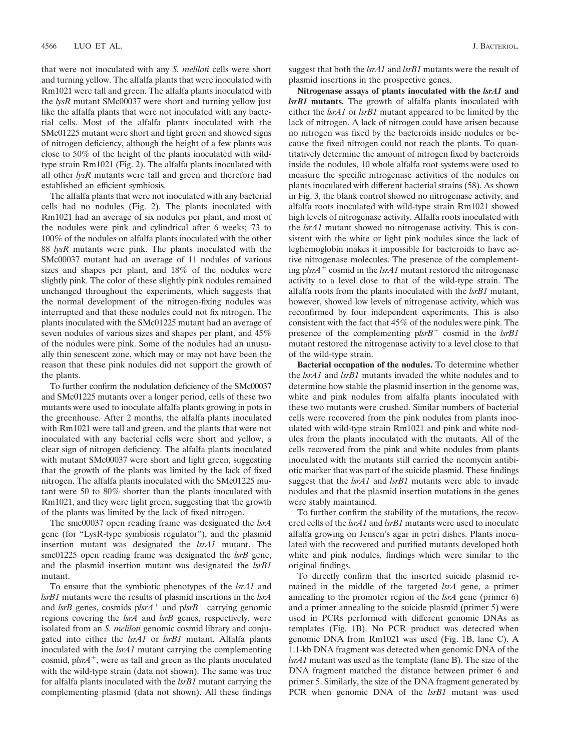that were not inoculated with any *S. meliloti* cells were short and turning yellow. The alfalfa plants that were inoculated with Rm1021 were tall and green. The alfalfa plants inoculated with the *lysR* mutant SMc00037 were short and turning yellow just like the alfalfa plants that were not inoculated with any bacterial cells. Most of the alfalfa plants inoculated with the SMc01225 mutant were short and light green and showed signs of nitrogen deficiency, although the height of a few plants was close to 50% of the height of the plants inoculated with wild-type strain Rm1021 (Fig. 2). The alfalfa plants inoculated with all other *lysR* mutants were tall and green and therefore had established an efficient symbiosis.

The alfalfa plants that were not inoculated with any bacterial cells had no nodules (Fig. 2). The plants inoculated with Rm1021 had an average of six nodules per plant, and most of the nodules were pink and cylindrical after 6 weeks; 73 to 100% of the nodules on alfalfa plants inoculated with the other 88 *lysR* mutants were pink. The plants inoculated with the SMc00037 mutant had an average of 11 nodules of various sizes and shapes per plant, and 18% of the nodules were slightly pink. The color of these slightly pink nodules remained unchanged throughout the experiments, which suggests that the normal development of the nitrogen-fixing nodules was interrupted and that these nodules could not fix nitrogen. The plants inoculated with the SMc01225 mutant had an average of seven nodules of various sizes and shapes per plant, and 45% of the nodules were pink. Some of the nodules had an unusually thin senescent zone, which may or may not have been the reason that these pink nodules did not support the growth of the plants.

To further confirm the nodulation deficiency of the SMc00037 and SMc01225 mutants over a longer period, cells of these two mutants were used to inoculate alfalfa plants growing in pots in the greenhouse. After 2 months, the alfalfa plants inoculated with Rm1021 were tall and green, and the plants that were not inoculated with any bacterial cells were short and yellow, a clear sign of nitrogen deficiency. The alfalfa plants inoculated with mutant SMc00037 were short and light green, suggesting that the growth of the plants was limited by the lack of fixed nitrogen. The alfalfa plants inoculated with the SMc01225 mutant were 50 to 80% shorter than the plants inoculated with Rm1021, and they were light green, suggesting that the growth of the plants was limited by the lack of fixed nitrogen.

The smc00037 open reading frame was designated the *lsrA* gene (for "LysR-type symbiosis regulator"), and the plasmid insertion mutant was designated the *lsrA1* mutant. The smc01225 open reading frame was designated the *lsrB* gene, and the plasmid insertion mutant was designated the *lsrB1* mutant.

To ensure that the symbiotic phenotypes of the *lsrA1* and *lsrB1* mutants were the results of plasmid insertions in the *lsrA* and *lsrB* genes, cosmids p*lsrA*$^+$ and p*lsrB*$^+$ carrying genomic regions covering the *lsrA* and *lsrB* genes, respectively, were isolated from an *S. meliloti* genomic cosmid library and conjugated into either the *lsrA1* or *lsrB1* mutant. Alfalfa plants inoculated with the *lsrA1* mutant carrying the complementing cosmid, p*lsrA*$^+$, were as tall and green as the plants inoculated with the wild-type strain (data not shown). The same was true for alfalfa plants inoculated with the *lsrB1* mutant carrying the complementing plasmid (data not shown). All these findings suggest that both the *lsrA1* and *lsrB1* mutants were the result of plasmid insertions in the prospective genes.

**Nitrogenase assays of plants inoculated with the *lsrA1* and *lsrB1* mutants.** The growth of alfalfa plants inoculated with either the *lsrA1* or *lsrB1* mutant appeared to be limited by the lack of nitrogen. A lack of nitrogen could have arisen because no nitrogen was fixed by the bacteroids inside nodules or because the fixed nitrogen could not reach the plants. To quantitatively determine the amount of nitrogen fixed by bacteroids inside the nodules, 10 whole alfalfa root systems were used to measure the specific nitrogenase activities of the nodules on plants inoculated with different bacterial strains (58). As shown in Fig. 3, the blank control showed no nitrogenase activity, and alfalfa roots inoculated with wild-type strain Rm1021 showed high levels of nitrogenase activity. Alfalfa roots inoculated with the *lsrA1* mutant showed no nitrogenase activity. This is consistent with the white or light pink nodules since the lack of leghemoglobin makes it impossible for bacteroids to have active nitrogenase molecules. The presence of the complementing p*lsrA*$^+$ cosmid in the *lsrA1* mutant restored the nitrogenase activity to a level close to that of the wild-type strain. The alfalfa roots from the plants inoculated with the *lsrB1* mutant, however, showed low levels of nitrogenase activity, which was reconfirmed by four independent experiments. This is also consistent with the fact that 45% of the nodules were pink. The presence of the complementing p*lsrB*$^+$ cosmid in the *lsrB1* mutant restored the nitrogenase activity to a level close to that of the wild-type strain.

**Bacterial occupation of the nodules.** To determine whether the *lsrA1* and *lsrB1* mutants invaded the white nodules and to determine how stable the plasmid insertion in the genome was, white and pink nodules from alfalfa plants inoculated with these two mutants were crushed. Similar numbers of bacterial cells were recovered from the pink nodules from plants inoculated with wild-type strain Rm1021 and pink and white nodules from the plants inoculated with the mutants. All of the cells recovered from the pink and white nodules from plants inoculated with the mutants still carried the neomycin antibiotic marker that was part of the suicide plasmid. These findings suggest that the *lsrA1* and *lsrB1* mutants were able to invade nodules and that the plasmid insertion mutations in the genes were stably maintained.

To further confirm the stability of the mutations, the recovered cells of the *lsrA1* and *lsrB1* mutants were used to inoculate alfalfa growing on Jensen's agar in petri dishes. Plants inoculated with the recovered and purified mutants developed both white and pink nodules, findings which were similar to the original findings.

To directly confirm that the inserted suicide plasmid remained in the middle of the targeted *lsrA* gene, a primer annealing to the promoter region of the *lsrA* gene (primer 6) and a primer annealing to the suicide plasmid (primer 5) were used in PCRs performed with different genomic DNAs as templates (Fig. 1B). No PCR product was detected when genomic DNA from Rm1021 was used (Fig. 1B, lane C). A 1.1-kb DNA fragment was detected when genomic DNA of the *lsrA1* mutant was used as the template (lane B). The size of the DNA fragment matched the distance between primer 6 and primer 5. Similarly, the size of the DNA fragment generated by PCR when genomic DNA of the *lsrB1* mutant was used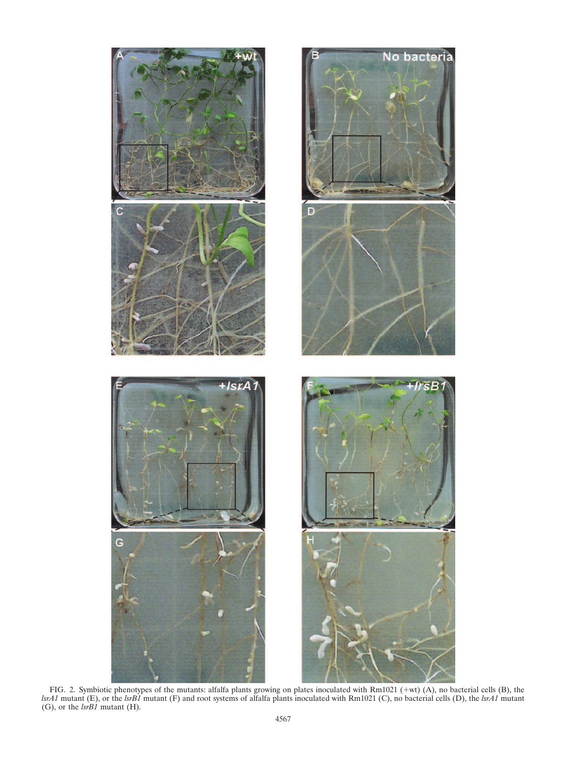FIG. 2. Symbiotic phenotypes of the mutants: alfalfa plants growing on plates inoculated with Rm1021 (+wt) (A), no bacterial cells (B), the *lsrA1* mutant (E), or the *lsrB1* mutant (F) and root systems of alfalfa plants inoculated with Rm1021 (C), no bacterial cells (D), the *lsrA1* mutant (G), or the *lsrB1* mutant (H).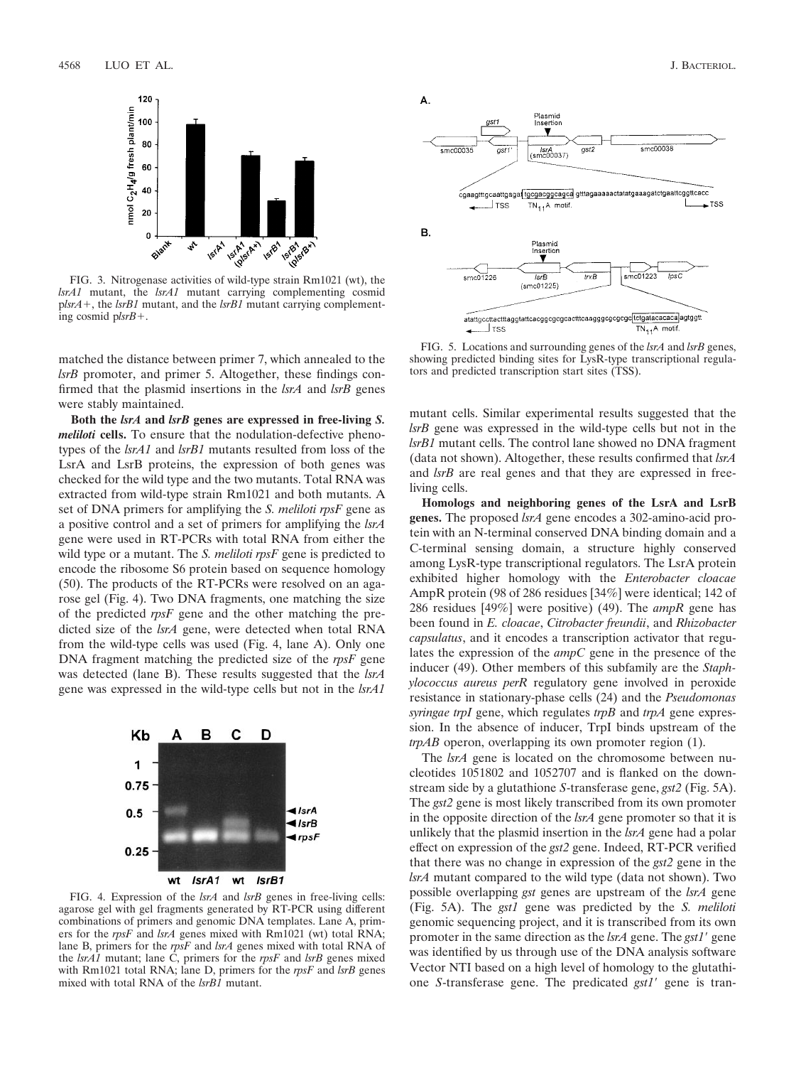FIG. 3. Nitrogenase activities of wild-type strain Rm1021 (wt), the *lsrA1* mutant, the *lsrA1* mutant carrying complementing cosmid p*lsrA*+, the *lsrB1* mutant, and the *lsrB1* mutant carrying complementing cosmid p*lsrB*+.

matched the distance between primer 7, which annealed to the *lsrB* promoter, and primer 5. Altogether, these findings confirmed that the plasmid insertions in the *lsrA* and *lsrB* genes were stably maintained.

**Both the *lsrA* and *lsrB* genes are expressed in free-living *S. meliloti* cells.** To ensure that the nodulation-defective phenotypes of the *lsrA1* and *lsrB1* mutants resulted from loss of the LsrA and LsrB proteins, the expression of both genes was checked for the wild type and the two mutants. Total RNA was extracted from wild-type strain Rm1021 and both mutants. A set of DNA primers for amplifying the *S. meliloti rpsF* gene as a positive control and a set of primers for amplifying the *lsrA* gene were used in RT-PCRs with total RNA from either the wild type or a mutant. The *S. meliloti rpsF* gene is predicted to encode the ribosome S6 protein based on sequence homology (50). The products of the RT-PCRs were resolved on an agarose gel (Fig. 4). Two DNA fragments, one matching the size of the predicted *rpsF* gene and the other matching the predicted size of the *lsrA* gene, were detected when total RNA from the wild-type cells was used (Fig. 4, lane A). Only one DNA fragment matching the predicted size of the *rpsF* gene was detected (lane B). These results suggested that the *lsrA* gene was expressed in the wild-type cells but not in the *lsrA1* mutant cells. Similar experimental results suggested that the *lsrB* gene was expressed in the wild-type cells but not in the *lsrB1* mutant cells. The control lane showed no DNA fragment (data not shown). Altogether, these results confirmed that *lsrA* and *lsrB* are real genes and that they are expressed in free-living cells.

FIG. 4. Expression of the *lsrA* and *lsrB* genes in free-living cells: agarose gel with gel fragments generated by RT-PCR using different combinations of primers and genomic DNA templates. Lane A, primers for the *rpsF* and *lsrA* genes mixed with Rm1021 (wt) total RNA; lane B, primers for the *rpsF* and *lsrA* genes mixed with total RNA of the *lsrA1* mutant; lane C, primers for the *rpsF* and *lsrB* genes mixed with Rm1021 total RNA; lane D, primers for the *rpsF* and *lsrB* genes mixed with total RNA of the *lsrB1* mutant.

FIG. 5. Locations and surrounding genes of the *lsrA* and *lsrB* genes, showing predicted binding sites for LysR-type transcriptional regulators and predicted transcription start sites (TSS).

**Homologs and neighboring genes of the LsrA and LsrB genes.** The proposed *lsrA* gene encodes a 302-amino-acid protein with an N-terminal conserved DNA binding domain and a C-terminal sensing domain, a structure highly conserved among LysR-type transcriptional regulators. The LsrA protein exhibited higher homology with the *Enterobacter cloacae* AmpR protein (98 of 286 residues [34%] were identical; 142 of 286 residues [49%] were positive) (49). The *ampR* gene has been found in *E. cloacae*, *Citrobacter freundii*, and *Rhizobacter capsulatus*, and it encodes a transcription activator that regulates the expression of the *ampC* gene in the presence of the inducer (49). Other members of this subfamily are the *Staphylococcus aureus perR* regulatory gene involved in peroxide resistance in stationary-phase cells (24) and the *Pseudomonas syringae trpI* gene, which regulates *trpB* and *trpA* gene expression. In the absence of inducer, TrpI binds upstream of the *trpAB* operon, overlapping its own promoter region (1).

The *lsrA* gene is located on the chromosome between nucleotides 1051802 and 1052707 and is flanked on the downstream side by a glutathione *S*-transferase gene, *gst2* (Fig. 5A). The *gst2* gene is most likely transcribed from its own promoter in the opposite direction of the *lsrA* gene promoter so that it is unlikely that the plasmid insertion in the *lsrA* gene had a polar effect on expression of the *gst2* gene. Indeed, RT-PCR verified that there was no change in expression of the *gst2* gene in the *lsrA* mutant compared to the wild type (data not shown). Two possible overlapping *gst* genes are upstream of the *lsrA* gene (Fig. 5A). The *gst1* gene was predicted by the *S. meliloti* genomic sequencing project, and it is transcribed from its own promoter in the same direction as the *lsrA* gene. The *gst1′* gene was identified by us through use of the DNA analysis software Vector NTI based on a high level of homology to the glutathione *S*-transferase gene. The predicated *gst1′* gene is tran-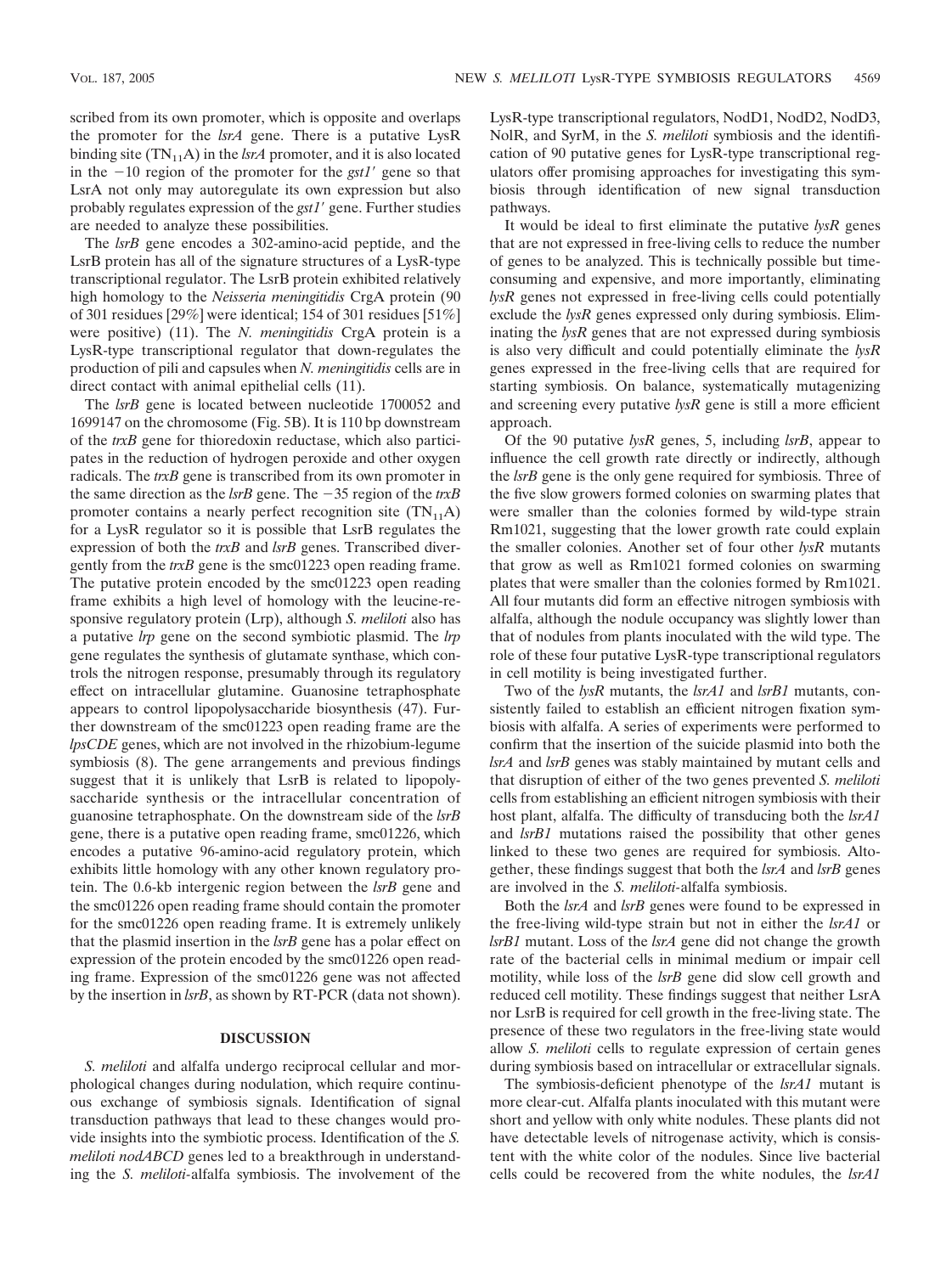scribed from its own promoter, which is opposite and overlaps the promoter for the *lsrA* gene. There is a putative LysR binding site ($TN_{11}A$) in the *lsrA* promoter, and it is also located in the −10 region of the promoter for the *gst1′* gene so that LsrA not only may autoregulate its own expression but also probably regulates expression of the *gst1′* gene. Further studies are needed to analyze these possibilities.

The *lsrB* gene encodes a 302-amino-acid peptide, and the LsrB protein has all of the signature structures of a LysR-type transcriptional regulator. The LsrB protein exhibited relatively high homology to the *Neisseria meningitidis* CrgA protein (90 of 301 residues [29%] were identical; 154 of 301 residues [51%] were positive) (11). The *N. meningitidis* CrgA protein is a LysR-type transcriptional regulator that down-regulates the production of pili and capsules when *N. meningitidis* cells are in direct contact with animal epithelial cells (11).

The *lsrB* gene is located between nucleotide 1700052 and 1699147 on the chromosome (Fig. 5B). It is 110 bp downstream of the *trxB* gene for thioredoxin reductase, which also participates in the reduction of hydrogen peroxide and other oxygen radicals. The *trxB* gene is transcribed from its own promoter in the same direction as the *lsrB* gene. The −35 region of the *trxB* promoter contains a nearly perfect recognition site ($TN_{11}A$) for a LysR regulator so it is possible that LsrB regulates the expression of both the *trxB* and *lsrB* genes. Transcribed divergently from the *trxB* gene is the smc01223 open reading frame. The putative protein encoded by the smc01223 open reading frame exhibits a high level of homology with the leucine-responsive regulatory protein (Lrp), although *S. meliloti* also has a putative *lrp* gene on the second symbiotic plasmid. The *lrp* gene regulates the synthesis of glutamate synthase, which controls the nitrogen response, presumably through its regulatory effect on intracellular glutamine. Guanosine tetraphosphate appears to control lipopolysaccharide biosynthesis (47). Further downstream of the smc01223 open reading frame are the *lpsCDE* genes, which are not involved in the rhizobium-legume symbiosis (8). The gene arrangements and previous findings suggest that it is unlikely that LsrB is related to lipopolysaccharide synthesis or the intracellular concentration of guanosine tetraphosphate. On the downstream side of the *lsrB* gene, there is a putative open reading frame, smc01226, which encodes a putative 96-amino-acid regulatory protein, which exhibits little homology with any other known regulatory protein. The 0.6-kb intergenic region between the *lsrB* gene and the smc01226 open reading frame should contain the promoter for the smc01226 open reading frame. It is extremely unlikely that the plasmid insertion in the *lsrB* gene has a polar effect on expression of the protein encoded by the smc01226 open reading frame. Expression of the smc01226 gene was not affected by the insertion in *lsrB*, as shown by RT-PCR (data not shown).

## DISCUSSION

*S. meliloti* and alfalfa undergo reciprocal cellular and morphological changes during nodulation, which require continuous exchange of symbiosis signals. Identification of signal transduction pathways that lead to these changes would provide insights into the symbiotic process. Identification of the *S. meliloti nodABCD* genes led to a breakthrough in understanding the *S. meliloti*-alfalfa symbiosis. The involvement of the LysR-type transcriptional regulators, NodD1, NodD2, NodD3, NolR, and SyrM, in the *S. meliloti* symbiosis and the identification of 90 putative genes for LysR-type transcriptional regulators offer promising approaches for investigating this symbiosis through identification of new signal transduction pathways.

It would be ideal to first eliminate the putative *lysR* genes that are not expressed in free-living cells to reduce the number of genes to be analyzed. This is technically possible but time-consuming and expensive, and more importantly, eliminating *lysR* genes not expressed in free-living cells could potentially exclude the *lysR* genes expressed only during symbiosis. Eliminating the *lysR* genes that are not expressed during symbiosis is also very difficult and could potentially eliminate the *lysR* genes expressed in the free-living cells that are required for starting symbiosis. On balance, systematically mutagenizing and screening every putative *lysR* gene is still a more efficient approach.

Of the 90 putative *lysR* genes, 5, including *lsrB*, appear to influence the cell growth rate directly or indirectly, although the *lsrB* gene is the only gene required for symbiosis. Three of the five slow growers formed colonies on swarming plates that were smaller than the colonies formed by wild-type strain Rm1021, suggesting that the lower growth rate could explain the smaller colonies. Another set of four other *lysR* mutants that grow as well as Rm1021 formed colonies on swarming plates that were smaller than the colonies formed by Rm1021. All four mutants did form an effective nitrogen symbiosis with alfalfa, although the nodule occupancy was slightly lower than that of nodules from plants inoculated with the wild type. The role of these four putative LysR-type transcriptional regulators in cell motility is being investigated further.

Two of the *lysR* mutants, the *lsrA1* and *lsrB1* mutants, consistently failed to establish an efficient nitrogen fixation symbiosis with alfalfa. A series of experiments were performed to confirm that the insertion of the suicide plasmid into both the *lsrA* and *lsrB* genes was stably maintained by mutant cells and that disruption of either of the two genes prevented *S. meliloti* cells from establishing an efficient nitrogen symbiosis with their host plant, alfalfa. The difficulty of transducing both the *lsrA1* and *lsrB1* mutations raised the possibility that other genes linked to these two genes are required for symbiosis. Altogether, these findings suggest that both the *lsrA* and *lsrB* genes are involved in the *S. meliloti*-alfalfa symbiosis.

Both the *lsrA* and *lsrB* genes were found to be expressed in the free-living wild-type strain but not in either the *lsrA1* or *lsrB1* mutant. Loss of the *lsrA* gene did not change the growth rate of the bacterial cells in minimal medium or impair cell motility, while loss of the *lsrB* gene did slow cell growth and reduced cell motility. These findings suggest that neither LsrA nor LsrB is required for cell growth in the free-living state. The presence of these two regulators in the free-living state would allow *S. meliloti* cells to regulate expression of certain genes during symbiosis based on intracellular or extracellular signals.

The symbiosis-deficient phenotype of the *lsrA1* mutant is more clear-cut. Alfalfa plants inoculated with this mutant were short and yellow with only white nodules. These plants did not have detectable levels of nitrogenase activity, which is consistent with the white color of the nodules. Since live bacterial cells could be recovered from the white nodules, the *lsrA1*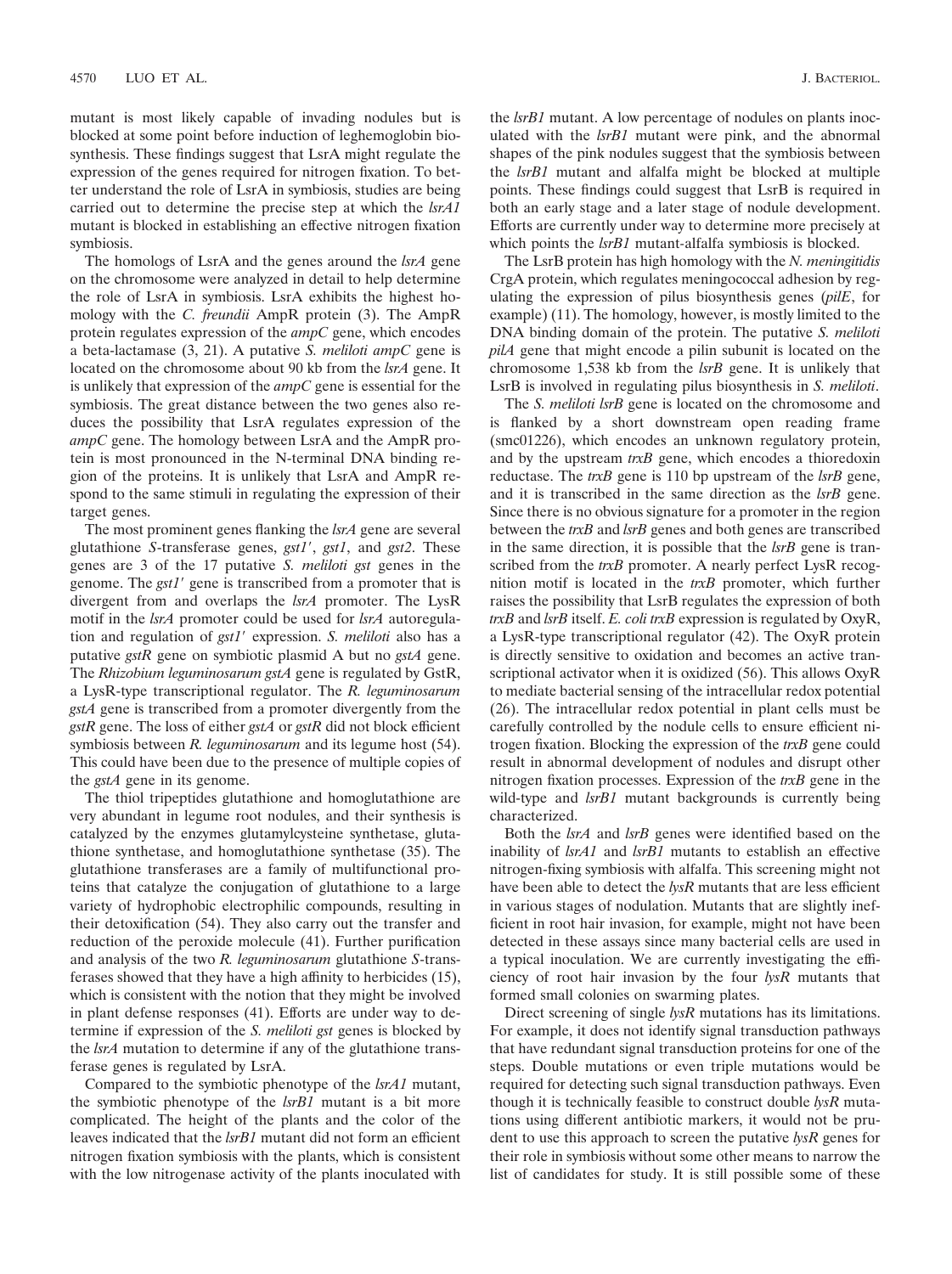mutant is most likely capable of invading nodules but is blocked at some point before induction of leghemoglobin biosynthesis. These findings suggest that LsrA might regulate the expression of the genes required for nitrogen fixation. To better understand the role of LsrA in symbiosis, studies are being carried out to determine the precise step at which the *lsrA1* mutant is blocked in establishing an effective nitrogen fixation symbiosis.

The homologs of LsrA and the genes around the *lsrA* gene on the chromosome were analyzed in detail to help determine the role of LsrA in symbiosis. LsrA exhibits the highest homology with the *C. freundii* AmpR protein (3). The AmpR protein regulates expression of the *ampC* gene, which encodes a beta-lactamase (3, 21). A putative *S. meliloti ampC* gene is located on the chromosome about 90 kb from the *lsrA* gene. It is unlikely that expression of the *ampC* gene is essential for the symbiosis. The great distance between the two genes also reduces the possibility that LsrA regulates expression of the *ampC* gene. The homology between LsrA and the AmpR protein is most pronounced in the N-terminal DNA binding region of the proteins. It is unlikely that LsrA and AmpR respond to the same stimuli in regulating the expression of their target genes.

The most prominent genes flanking the *lsrA* gene are several glutathione *S*-transferase genes, *gst1′*, *gst1*, and *gst2*. These genes are 3 of the 17 putative *S. meliloti gst* genes in the genome. The *gst1′* gene is transcribed from a promoter that is divergent from and overlaps the *lsrA* promoter. The LysR motif in the *lsrA* promoter could be used for *lsrA* autoregulation and regulation of *gst1′* expression. *S. meliloti* also has a putative *gstR* gene on symbiotic plasmid A but no *gstA* gene. The *Rhizobium leguminosarum gstA* gene is regulated by GstR, a LysR-type transcriptional regulator. The *R. leguminosarum gstA* gene is transcribed from a promoter divergently from the *gstR* gene. The loss of either *gstA* or *gstR* did not block efficient symbiosis between *R. leguminosarum* and its legume host (54). This could have been due to the presence of multiple copies of the *gstA* gene in its genome.

The thiol tripeptides glutathione and homoglutathione are very abundant in legume root nodules, and their synthesis is catalyzed by the enzymes glutamylcysteine synthetase, glutathione synthetase, and homoglutathione synthetase (35). The glutathione transferases are a family of multifunctional proteins that catalyze the conjugation of glutathione to a large variety of hydrophobic electrophilic compounds, resulting in their detoxification (54). They also carry out the transfer and reduction of the peroxide molecule (41). Further purification and analysis of the two *R. leguminosarum* glutathione *S*-transferases showed that they have a high affinity to herbicides (15), which is consistent with the notion that they might be involved in plant defense responses (41). Efforts are under way to determine if expression of the *S. meliloti gst* genes is blocked by the *lsrA* mutation to determine if any of the glutathione transferase genes is regulated by LsrA.

Compared to the symbiotic phenotype of the *lsrA1* mutant, the symbiotic phenotype of the *lsrB1* mutant is a bit more complicated. The height of the plants and the color of the leaves indicated that the *lsrB1* mutant did not form an efficient nitrogen fixation symbiosis with the plants, which is consistent with the low nitrogenase activity of the plants inoculated with the *lsrB1* mutant. A low percentage of nodules on plants inoculated with the *lsrB1* mutant were pink, and the abnormal shapes of the pink nodules suggest that the symbiosis between the *lsrB1* mutant and alfalfa might be blocked at multiple points. These findings could suggest that LsrB is required in both an early stage and a later stage of nodule development. Efforts are currently under way to determine more precisely at which points the *lsrB1* mutant-alfalfa symbiosis is blocked.

The LsrB protein has high homology with the *N. meningitidis* CrgA protein, which regulates meningococcal adhesion by regulating the expression of pilus biosynthesis genes (*pilE*, for example) (11). The homology, however, is mostly limited to the DNA binding domain of the protein. The putative *S. meliloti pilA* gene that might encode a pilin subunit is located on the chromosome 1,538 kb from the *lsrB* gene. It is unlikely that LsrB is involved in regulating pilus biosynthesis in *S. meliloti*.

The *S. meliloti lsrB* gene is located on the chromosome and is flanked by a short downstream open reading frame (smc01226), which encodes an unknown regulatory protein, and by the upstream *trxB* gene, which encodes a thioredoxin reductase. The *trxB* gene is 110 bp upstream of the *lsrB* gene, and it is transcribed in the same direction as the *lsrB* gene. Since there is no obvious signature for a promoter in the region between the *trxB* and *lsrB* genes and both genes are transcribed in the same direction, it is possible that the *lsrB* gene is transcribed from the *trxB* promoter. A nearly perfect LysR recognition motif is located in the *trxB* promoter, which further raises the possibility that LsrB regulates the expression of both *trxB* and *lsrB* itself. *E. coli trxB* expression is regulated by OxyR, a LysR-type transcriptional regulator (42). The OxyR protein is directly sensitive to oxidation and becomes an active transcriptional activator when it is oxidized (56). This allows OxyR to mediate bacterial sensing of the intracellular redox potential (26). The intracellular redox potential in plant cells must be carefully controlled by the nodule cells to ensure efficient nitrogen fixation. Blocking the expression of the *trxB* gene could result in abnormal development of nodules and disrupt other nitrogen fixation processes. Expression of the *trxB* gene in the wild-type and *lsrB1* mutant backgrounds is currently being characterized.

Both the *lsrA* and *lsrB* genes were identified based on the inability of *lsrA1* and *lsrB1* mutants to establish an effective nitrogen-fixing symbiosis with alfalfa. This screening might not have been able to detect the *lysR* mutants that are less efficient in various stages of nodulation. Mutants that are slightly inefficient in root hair invasion, for example, might not have been detected in these assays since many bacterial cells are used in a typical inoculation. We are currently investigating the efficiency of root hair invasion by the four *lysR* mutants that formed small colonies on swarming plates.

Direct screening of single *lysR* mutations has its limitations. For example, it does not identify signal transduction pathways that have redundant signal transduction proteins for one of the steps. Double mutations or even triple mutations would be required for detecting such signal transduction pathways. Even though it is technically feasible to construct double *lysR* mutations using different antibiotic markers, it would not be prudent to use this approach to screen the putative *lysR* genes for their role in symbiosis without some other means to narrow the list of candidates for study. It is still possible some of these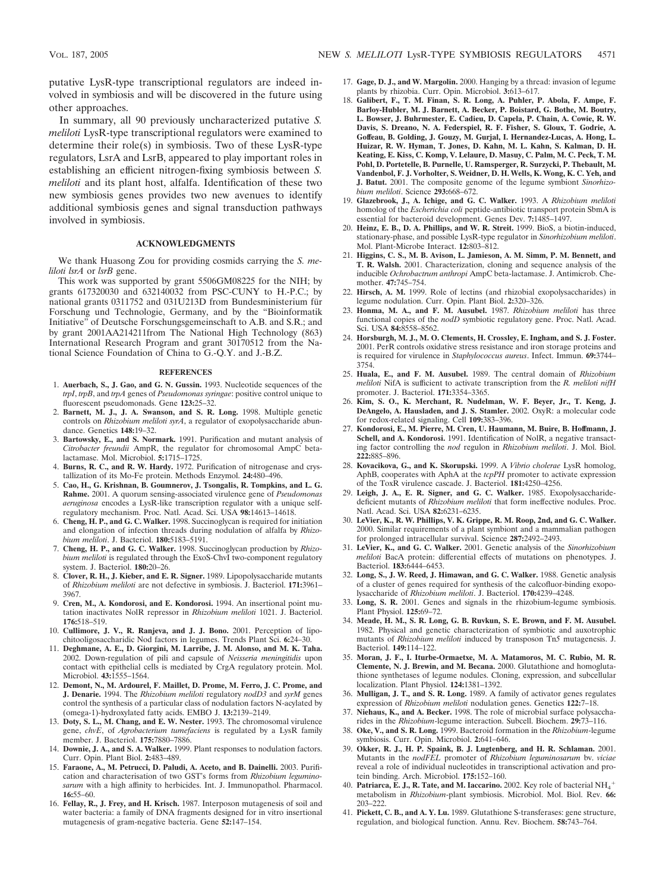putative LysR-type transcriptional regulators are indeed involved in symbiosis and will be discovered in the future using other approaches.

In summary, all 90 previously uncharacterized putative *S. meliloti* LysR-type transcriptional regulators were examined to determine their role(s) in symbiosis. Two of these LysR-type regulators, LsrA and LsrB, appeared to play important roles in establishing an efficient nitrogen-fixing symbiosis between *S. meliloti* and its plant host, alfalfa. Identification of these two new symbiosis genes provides two new avenues to identify additional symbiosis genes and signal transduction pathways involved in symbiosis.

## ACKNOWLEDGMENTS

We thank Huasong Zou for providing cosmids carrying the *S. meliloti lsrA* or *lsrB* gene.

This work was supported by grant 5506GM08225 for the NIH; by grants 617320030 and 632140032 from PSC-CUNY to H.-P.C.; by national grants 0311752 and 031U213D from Bundesministerium für Forschung und Technologie, Germany, and by the "Bioinformatik Initiative" of Deutsche Forschungsgemeinschaft to A.B. and S.R.; and by grant 2001AA214211from The National High Technology (863) International Research Program and grant 30170512 from the National Science Foundation of China to G.-Q.Y. and J.-B.Z.

## REFERENCES

1. **Auerbach, S., J. Gao, and G. N. Gussin.** 1993. Nucleotide sequences of the *trpI*, *trpB*, and *trpA* genes of *Pseudomonas syringae*: positive control unique to fluorescent pseudomonads. Gene **123:**25–32.
2. **Barnett, M. J., J. A. Swanson, and S. R. Long.** 1998. Multiple genetic controls on *Rhizobium meliloti syrA*, a regulator of exopolysaccharide abundance. Genetics **148:**19–32.
3. **Bartowsky, E., and S. Normark.** 1991. Purification and mutant analysis of *Citrobacter freundii* AmpR, the regulator for chromosomal AmpC beta-lactamase. Mol. Microbiol. **5:**1715–1725.
4. **Burns, R. C., and R. W. Hardy.** 1972. Purification of nitrogenase and crystallization of its Mo-Fe protein. Methods Enzymol. **24:**480–496.
5. **Cao, H., G. Krishnan, B. Goumnerov, J. Tsongalis, R. Tompkins, and L. G. Rahme.** 2001. A quorum sensing-associated virulence gene of *Pseudomonas aeruginosa* encodes a LysR-like transcription regulator with a unique self-regulatory mechanism. Proc. Natl. Acad. Sci. USA **98:**14613–14618.
6. **Cheng, H. P., and G. C. Walker.** 1998. Succinoglycan is required for initiation and elongation of infection threads during nodulation of alfalfa by *Rhizobium meliloti*. J. Bacteriol. **180:**5183–5191.
7. **Cheng, H. P., and G. C. Walker.** 1998. Succinoglycan production by *Rhizobium meliloti* is regulated through the ExoS-ChvI two-component regulatory system. J. Bacteriol. **180:**20–26.
8. **Clover, R. H., J. Kieber, and E. R. Signer.** 1989. Lipopolysaccharide mutants of *Rhizobium meliloti* are not defective in symbiosis. J. Bacteriol. **171:**3961–3967.
9. **Cren, M., A. Kondorosi, and E. Kondorosi.** 1994. An insertional point mutation inactivates NolR repressor in *Rhizobium meliloti* 1021. J. Bacteriol. **176:**518–519.
10. **Cullimore, J. V., R. Ranjeva, and J. J. Bono.** 2001. Perception of lipo-chitooligosaccharidic Nod factors in legumes. Trends Plant Sci. **6:**24–30.
11. **Deghmane, A. E., D. Giorgini, M. Larribe, J. M. Alonso, and M. K. Taha.** 2002. Down-regulation of pili and capsule of *Neisseria meningitidis* upon contact with epithelial cells is mediated by CrgA regulatory protein. Mol. Microbiol. **43:**1555–1564.
12. **Demont, N., M. Ardourel, F. Maillet, D. Prome, M. Ferro, J. C. Prome, and J. Denarie.** 1994. The *Rhizobium meliloti* regulatory *nodD3* and *syrM* genes control the synthesis of a particular class of nodulation factors N-acylated by (omega-1)-hydroxylated fatty acids. EMBO J. **13:**2139–2149.
13. **Doty, S. L., M. Chang, and E. W. Nester.** 1993. The chromosomal virulence gene, *chvE*, of *Agrobacterium tumefaciens* is regulated by a LysR family member. J. Bacteriol. **175:**7880–7886.
14. **Downie, J. A., and S. A. Walker.** 1999. Plant responses to nodulation factors. Curr. Opin. Plant Biol. **2:**483–489.
15. **Faraone, A., M. Petrucci, D. Paludi, A. Aceto, and B. Dainelli.** 2003. Purification and characterisation of two GST's forms from *Rhizobium leguminosarum* with a high affinity to herbicides. Int. J. Immunopathol. Pharmacol. **16:**55–60.
16. **Fellay, R., J. Frey, and H. Krisch.** 1987. Interposon mutagenesis of soil and water bacteria: a family of DNA fragments designed for in vitro insertional mutagenesis of gram-negative bacteria. Gene **52:**147–154.
17. **Gage, D. J., and W. Margolin.** 2000. Hanging by a thread: invasion of legume plants by rhizobia. Curr. Opin. Microbiol. **3:**613–617.
18. **Galibert, F., T. M. Finan, S. R. Long, A. Puhler, P. Abola, F. Ampe, F. Barloy-Hubler, M. J. Barnett, A. Becker, P. Boistard, G. Bothe, M. Boutry, L. Bowser, J. Buhrmester, E. Cadieu, D. Capela, P. Chain, A. Cowie, R. W. Davis, S. Dreano, N. A. Federspiel, R. F. Fisher, S. Gloux, T. Godrie, A. Goffeau, B. Golding, J. Gouzy, M. Gurjal, I. Hernandez-Lucas, A. Hong, L. Huizar, R. W. Hyman, T. Jones, D. Kahn, M. L. Kahn, S. Kalman, D. H. Keating, E. Kiss, C. Komp, V. Lelaure, D. Masuy, C. Palm, M. C. Peck, T. M. Pohl, D. Portetelle, B. Purnelle, U. Ramsperger, R. Surzycki, P. Thebault, M. Vandenbol, F. J. Vorholter, S. Weidner, D. H. Wells, K. Wong, K. C. Yeh, and J. Batut.** 2001. The composite genome of the legume symbiont *Sinorhizobium meliloti*. Science **293:**668–672.
19. **Glazebrook, J., A. Ichige, and G. C. Walker.** 1993. A *Rhizobium meliloti* homolog of the *Escherichia coli* peptide-antibiotic transport protein SbmA is essential for bacteroid development. Genes Dev. **7:**1485–1497.
20. **Heinz, E. B., D. A. Phillips, and W. R. Streit.** 1999. BioS, a biotin-induced, stationary-phase, and possible LysR-type regulator in *Sinorhizobium meliloti*. Mol. Plant-Microbe Interact. **12:**803–812.
21. **Higgins, C. S., M. B. Avison, L. Jamieson, A. M. Simm, P. M. Bennett, and T. R. Walsh.** 2001. Characterization, cloning and sequence analysis of the inducible *Ochrobactrum anthropi* AmpC beta-lactamase. J. Antimicrob. Chemother. **47:**745–754.
22. **Hirsch, A. M.** 1999. Role of lectins (and rhizobial exopolysaccharides) in legume nodulation. Curr. Opin. Plant Biol. **2:**320–326.
23. **Honma, M. A., and F. M. Ausubel.** 1987. *Rhizobium meliloti* has three functional copies of the *nodD* symbiotic regulatory gene. Proc. Natl. Acad. Sci. USA **84:**8558–8562.
24. **Horsburgh, M. J., M. O. Clements, H. Crossley, E. Ingham, and S. J. Foster.** 2001. PerR controls oxidative stress resistance and iron storage proteins and is required for virulence in *Staphylococcus aureus*. Infect. Immun. **69:**3744–3754.
25. **Huala, E., and F. M. Ausubel.** 1989. The central domain of *Rhizobium meliloti* NifA is sufficient to activate transcription from the *R. meliloti nifH* promoter. J. Bacteriol. **171:**3354–3365.
26. **Kim, S. O., K. Merchant, R. Nudelman, W. F. Beyer, Jr., T. Keng, J. DeAngelo, A. Hausladen, and J. S. Stamler.** 2002. OxyR: a molecular code for redox-related signaling. Cell **109:**383–396.
27. **Kondorosi, E., M. Pierre, M. Cren, U. Haumann, M. Buire, B. Hoffmann, J. Schell, and A. Kondorosi.** 1991. Identification of NolR, a negative transacting factor controlling the *nod* regulon in *Rhizobium meliloti*. J. Mol. Biol. **222:**885–896.
28. **Kovacikova, G., and K. Skorupski.** 1999. A *Vibrio cholerae* LysR homolog, AphB, cooperates with AphA at the *tcpPH* promoter to activate expression of the ToxR virulence cascade. J. Bacteriol. **181:**4250–4256.
29. **Leigh, J. A., E. R. Signer, and G. C. Walker.** 1985. Exopolysaccharide-deficient mutants of *Rhizobium meliloti* that form ineffective nodules. Proc. Natl. Acad. Sci. USA **82:**6231–6235.
30. **LeVier, K., R. W. Phillips, V. K. Grippe, R. M. Roop, 2nd, and G. C. Walker.** 2000. Similar requirements of a plant symbiont and a mammalian pathogen for prolonged intracellular survival. Science **287:**2492–2493.
31. **LeVier, K., and G. C. Walker.** 2001. Genetic analysis of the *Sinorhizobium meliloti* BacA protein: differential effects of mutations on phenotypes. J. Bacteriol. **183:**6444–6453.
32. **Long, S., J. W. Reed, J. Himawan, and G. C. Walker.** 1988. Genetic analysis of a cluster of genes required for synthesis of the calcofluor-binding exopolysaccharide of *Rhizobium meliloti*. J. Bacteriol. **170:**4239–4248.
33. **Long, S. R.** 2001. Genes and signals in the rhizobium-legume symbiosis. Plant Physiol. **125:**69–72.
34. **Meade, H. M., S. R. Long, G. B. Ruvkun, S. E. Brown, and F. M. Ausubel.** 1982. Physical and genetic characterization of symbiotic and auxotrophic mutants of *Rhizobium meliloti* induced by transposon Tn*5* mutagenesis. J. Bacteriol. **149:**114–122.
35. **Moran, J. F., I. Iturbe-Ormaetxe, M. A. Matamoros, M. C. Rubio, M. R. Clemente, N. J. Brewin, and M. Becana.** 2000. Glutathione and homoglutathione synthetases of legume nodules. Cloning, expression, and subcellular localization. Plant Physiol. **124:**1381–1392.
36. **Mulligan, J. T., and S. R. Long.** 1989. A family of activator genes regulates expression of *Rhizobium meliloti* nodulation genes. Genetics **122:**7–18.
37. **Niehaus, K., and A. Becker.** 1998. The role of microbial surface polysaccharides in the *Rhizobium*-legume interaction. Subcell. Biochem. **29:**73–116.
38. **Oke, V., and S. R. Long.** 1999. Bacteroid formation in the *Rhizobium*-legume symbiosis. Curr. Opin. Microbiol. **2:**641–646.
39. **Okker, R. J., H. P. Spaink, B. J. Lugtenberg, and H. R. Schlaman.** 2001. Mutants in the *nodFEL* promoter of *Rhizobium leguminosarum* bv. *viciae* reveal a role of individual nucleotides in transcriptional activation and protein binding. Arch. Microbiol. **175:**152–160.
40. **Patriarca, E. J., R. Tate, and M. Iaccarino.** 2002. Key role of bacterial $NH_4^+$ metabolism in *Rhizobium*-plant symbiosis. Microbiol. Mol. Biol. Rev. **66:** 203–222.
41. **Pickett, C. B., and A. Y. Lu.** 1989. Glutathione S-transferases: gene structure, regulation, and biological function. Annu. Rev. Biochem. **58:**743–764.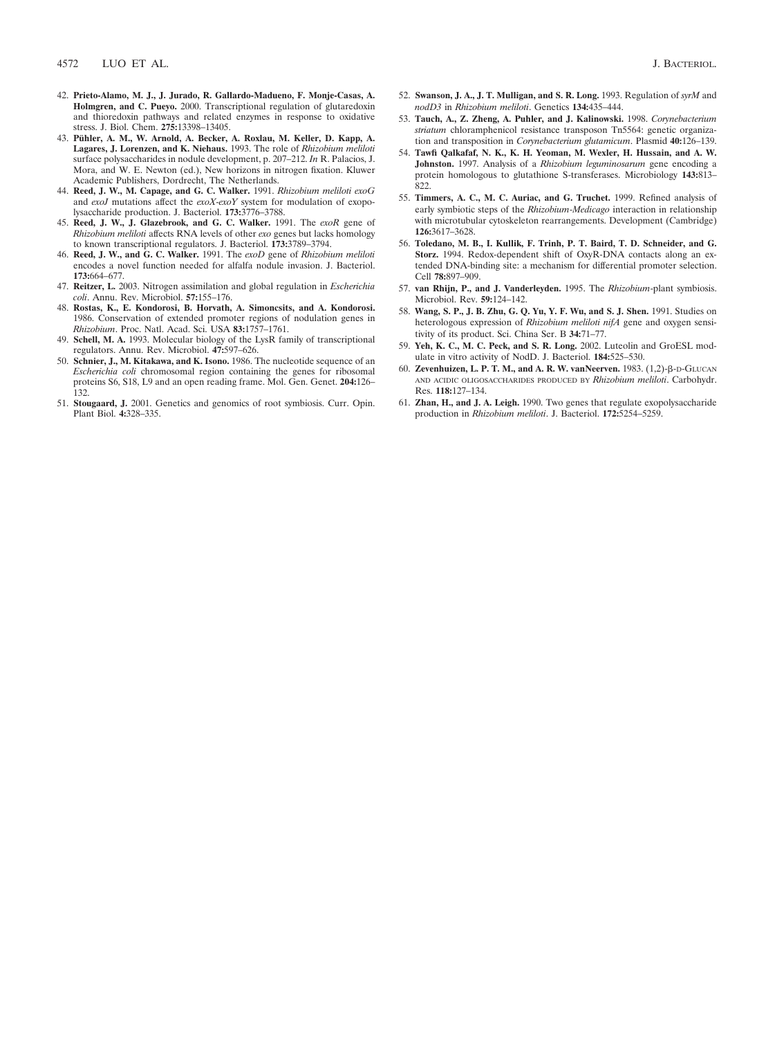42. **Prieto-Alamo, M. J., J. Jurado, R. Gallardo-Madueno, F. Monje-Casas, A. Holmgren, and C. Pueyo.** 2000. Transcriptional regulation of glutaredoxin and thioredoxin pathways and related enzymes in response to oxidative stress. J. Biol. Chem. **275:**13398–13405.
43. **Pühler, A. M., W. Arnold, A. Becker, A. Roxlau, M. Keller, D. Kapp, A. Lagares, J. Lorenzen, and K. Niehaus.** 1993. The role of *Rhizobium meliloti* surface polysaccharides in nodule development, p. 207–212. *In* R. Palacios, J. Mora, and W. E. Newton (ed.), New horizons in nitrogen fixation. Kluwer Academic Publishers, Dordrecht, The Netherlands.
44. **Reed, J. W., M. Capage, and G. C. Walker.** 1991. *Rhizobium meliloti exoG* and *exoJ* mutations affect the *exoX-exoY* system for modulation of exopolysaccharide production. J. Bacteriol. **173:**3776–3788.
45. **Reed, J. W., J. Glazebrook, and G. C. Walker.** 1991. The *exoR* gene of *Rhizobium meliloti* affects RNA levels of other *exo* genes but lacks homology to known transcriptional regulators. J. Bacteriol. **173:**3789–3794.
46. **Reed, J. W., and G. C. Walker.** 1991. The *exoD* gene of *Rhizobium meliloti* encodes a novel function needed for alfalfa nodule invasion. J. Bacteriol. **173:**664–677.
47. **Reitzer, L.** 2003. Nitrogen assimilation and global regulation in *Escherichia coli*. Annu. Rev. Microbiol. **57:**155–176.
48. **Rostas, K., E. Kondorosi, B. Horvath, A. Simoncsits, and A. Kondorosi.** 1986. Conservation of extended promoter regions of nodulation genes in *Rhizobium*. Proc. Natl. Acad. Sci. USA **83:**1757–1761.
49. **Schell, M. A.** 1993. Molecular biology of the LysR family of transcriptional regulators. Annu. Rev. Microbiol. **47:**597–626.
50. **Schnier, J., M. Kitakawa, and K. Isono.** 1986. The nucleotide sequence of an *Escherichia coli* chromosomal region containing the genes for ribosomal proteins S6, S18, L9 and an open reading frame. Mol. Gen. Genet. **204:**126–132.
51. **Stougaard, J.** 2001. Genetics and genomics of root symbiosis. Curr. Opin. Plant Biol. **4:**328–335.
52. **Swanson, J. A., J. T. Mulligan, and S. R. Long.** 1993. Regulation of *syrM* and *nodD3* in *Rhizobium meliloti*. Genetics **134:**435–444.
53. **Tauch, A., Z. Zheng, A. Puhler, and J. Kalinowski.** 1998. *Corynebacterium striatum* chloramphenicol resistance transposon Tn5564: genetic organization and transposition in *Corynebacterium glutamicum*. Plasmid **40:**126–139.
54. **Tawfi Qalkafaf, N. K., K. H. Yeoman, M. Wexler, H. Hussain, and A. W. Johnston.** 1997. Analysis of a *Rhizobium leguminosarum* gene encoding a protein homologous to glutathione S-transferases. Microbiology **143:**813–822.
55. **Timmers, A. C., M. C. Auriac, and G. Truchet.** 1999. Refined analysis of early symbiotic steps of the *Rhizobium-Medicago* interaction in relationship with microtubular cytoskeleton rearrangements. Development (Cambridge) **126:**3617–3628.
56. **Toledano, M. B., I. Kullik, F. Trinh, P. T. Baird, T. D. Schneider, and G. Storz.** 1994. Redox-dependent shift of OxyR-DNA contacts along an extended DNA-binding site: a mechanism for differential promoter selection. Cell **78:**897–909.
57. **van Rhijn, P., and J. Vanderleyden.** 1995. The *Rhizobium*-plant symbiosis. Microbiol. Rev. **59:**124–142.
58. **Wang, S. P., J. B. Zhu, G. Q. Yu, Y. F. Wu, and S. J. Shen.** 1991. Studies on heterologous expression of *Rhizobium meliloti nifA* gene and oxygen sensitivity of its product. Sci. China Ser. B **34:**71–77.
59. **Yeh, K. C., M. C. Peck, and S. R. Long.** 2002. Luteolin and GroESL modulate in vitro activity of NodD. J. Bacteriol. **184:**525–530.
60. **Zevenhuizen, L. P. T. M., and A. R. W. vanNeerven.** 1983. (1,2)-β-D-GLUCAN AND ACIDIC OLIGOSACCHARIDES PRODUCED BY *Rhizobium meliloti*. Carbohydr. Res. **118:**127–134.
61. **Zhan, H., and J. A. Leigh.** 1990. Two genes that regulate exopolysaccharide production in *Rhizobium meliloti*. J. Bacteriol. **172:**5254–5259.